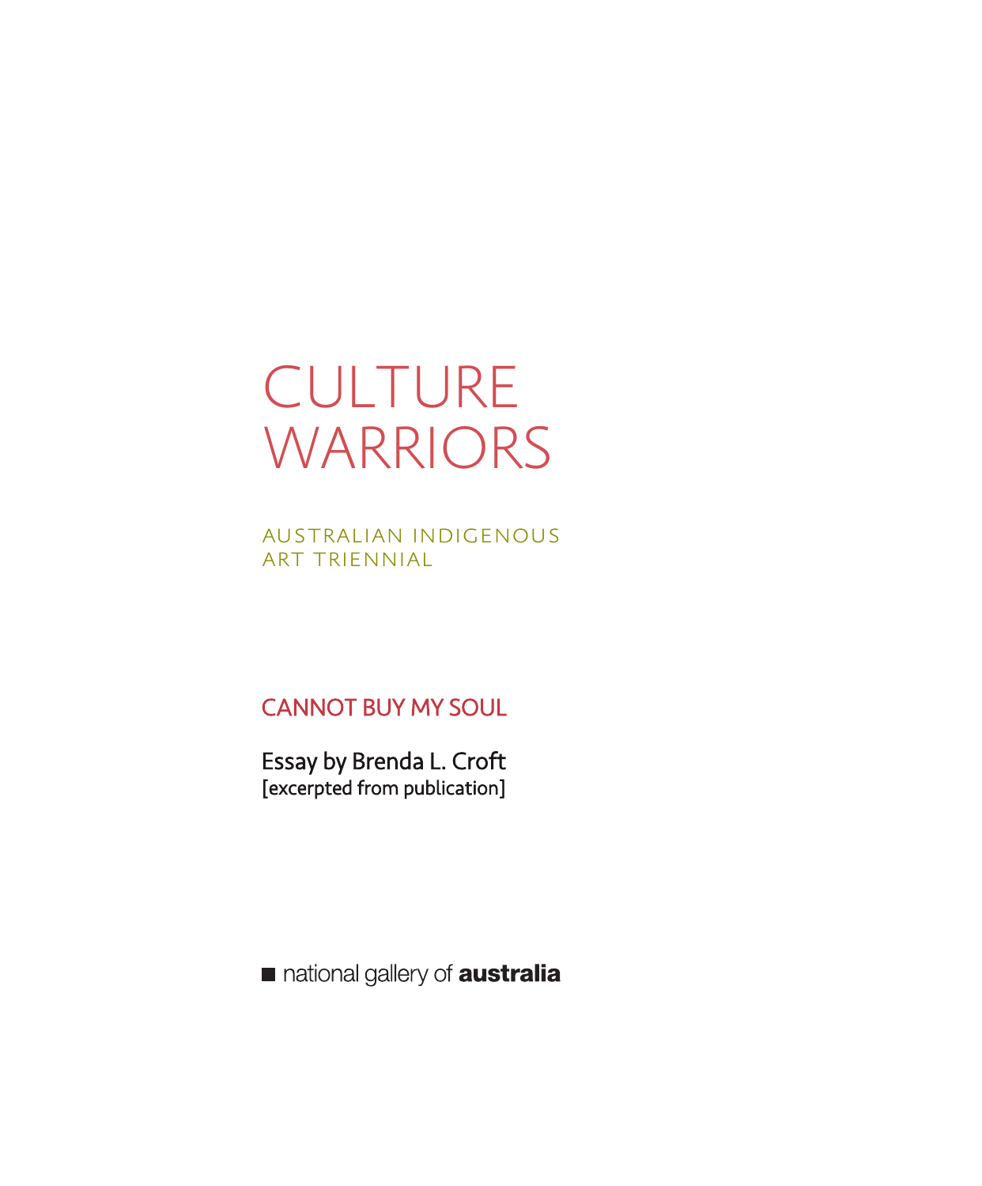# CULTURE WARRIORS

AUSTRALIAN INDIGENOUS ART TRIENNIAL

## CANNOT BUY MY SOUL

Essay by Brenda L. Croft
[excerpted from publication]

national gallery of **australia**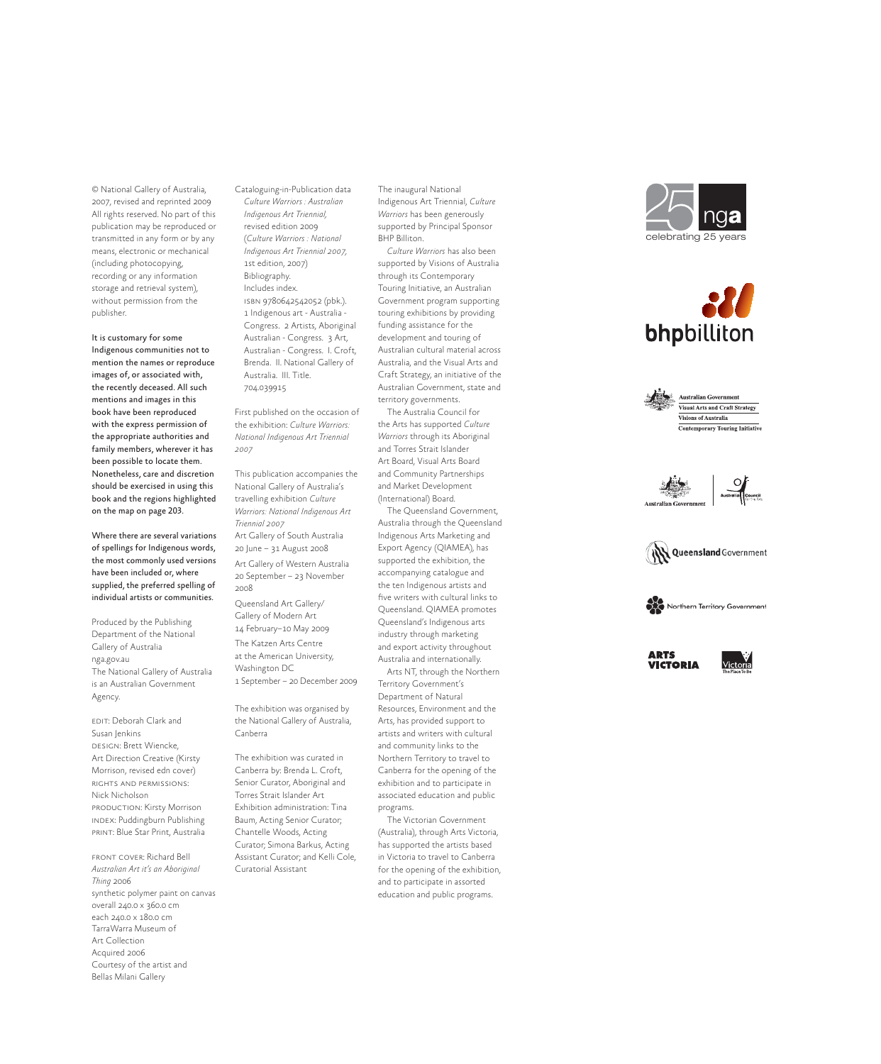© National Gallery of Australia, 2007, revised and reprinted 2009
All rights reserved. No part of this publication may be reproduced or transmitted in any form or by any means, electronic or mechanical (including photocopying, recording or any information storage and retrieval system), without permission from the publisher.

It is customary for some Indigenous communities not to mention the names or reproduce images of, or associated with, the recently deceased. All such mentions and images in this book have been reproduced with the express permission of the appropriate authorities and family members, wherever it has been possible to locate them. Nonetheless, care and discretion should be exercised in using this book and the regions highlighted on the map on page 203.

Where there are several variations of spellings for Indigenous words, the most commonly used versions have been included or, where supplied, the preferred spelling of individual artists or communities.

Produced by the Publishing Department of the National Gallery of Australia
nga.gov.au
The National Gallery of Australia is an Australian Government Agency.

EDIT: Deborah Clark and Susan Jenkins
DESIGN: Brett Wiencke, Art Direction Creative (Kirsty Morrison, revised edn cover)
RIGHTS AND PERMISSIONS: Nick Nicholson
PRODUCTION: Kirsty Morrison
INDEX: Puddingburn Publishing
PRINT: Blue Star Print, Australia

FRONT COVER: Richard Bell
*Australian Art it's an Aboriginal Thing* 2006
synthetic polymer paint on canvas
overall 240.0 x 360.0 cm
each 240.0 x 180.0 cm
TarraWarra Museum of Art Collection
Acquired 2006
Courtesy of the artist and Bellas Milani Gallery

Cataloguing-in-Publication data
*Culture Warriors : Australian Indigenous Art Triennial,* revised edition 2009
(*Culture Warriors : National Indigenous Art Triennial 2007,* 1st edition, 2007)
Bibliography.
Includes index.
ISBN 9780642542052 (pbk.).
1 Indigenous art - Australia - Congress. 2 Artists, Aboriginal Australian - Congress. 3 Art, Australian - Congress. I. Croft, Brenda. II. National Gallery of Australia. III. Title.
704.039915

First published on the occasion of the exhibition: *Culture Warriors: National Indigenous Art Triennial 2007*

This publication accompanies the National Gallery of Australia's travelling exhibition *Culture Warriors: National Indigenous Art Triennial 2007*

Art Gallery of South Australia
20 June – 31 August 2008

Art Gallery of Western Australia
20 September – 23 November 2008

Queensland Art Gallery/ Gallery of Modern Art
14 February–10 May 2009

The Katzen Arts Centre at the American University, Washington DC
1 September – 20 December 2009

The exhibition was organised by the National Gallery of Australia, Canberra

The exhibition was curated in Canberra by: Brenda L. Croft, Senior Curator, Aboriginal and Torres Strait Islander Art
Exhibition administration: Tina Baum, Acting Senior Curator; Chantelle Woods, Acting Curator; Simona Barkus, Acting Assistant Curator; and Kelli Cole, Curatorial Assistant

The inaugural National Indigenous Art Triennial, *Culture Warriors* has been generously supported by Principal Sponsor BHP Billiton.

*Culture Warriors* has also been supported by Visions of Australia through its Contemporary Touring Initiative, an Australian Government program supporting touring exhibitions by providing funding assistance for the development and touring of Australian cultural material across Australia, and the Visual Arts and Craft Strategy, an initiative of the Australian Government, state and territory governments.

The Australia Council for the Arts has supported *Culture Warriors* through its Aboriginal and Torres Strait Islander Art Board, Visual Arts Board and Community Partnerships and Market Development (International) Board.

The Queensland Government, Australia through the Queensland Indigenous Arts Marketing and Export Agency (QIAMEA), has supported the exhibition, the accompanying catalogue and the ten Indigenous artists and five writers with cultural links to Queensland. QIAMEA promotes Queensland's Indigenous arts industry through marketing and export activity throughout Australia and internationally.

Arts NT, through the Northern Territory Government's Department of Natural Resources, Environment and the Arts, has provided support to artists and writers with cultural and community links to the Northern Territory to travel to Canberra for the opening of the exhibition and to participate in associated education and public programs.

The Victorian Government (Australia), through Arts Victoria, has supported the artists based in Victoria to travel to Canberra for the opening of the exhibition, and to participate in assorted education and public programs.

25 nga
celebrating 25 years

bhpbilliton

Australian Government
Visual Arts and Craft Strategy
Visions of Australia
Contemporary Touring Initiative

Australian Government | Australia Council for the Arts

Queensland Government

Northern Territory Government

ARTS VICTORIA

Victoria
The Place To Be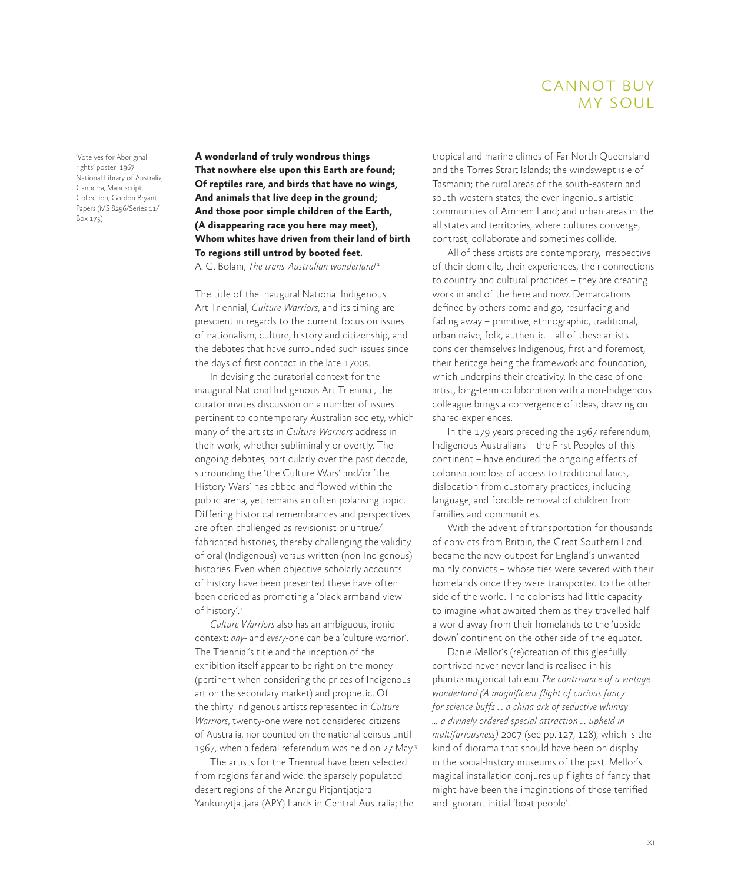# CANNOT BUY MY SOUL

'Vote yes for Aboriginal rights' poster 1967
National Library of Australia, Canberra, Manuscript Collection, Gordon Bryant Papers (MS 8256/Series 11/ Box 175)

**A wonderland of truly wondrous things**
**That nowhere else upon this Earth are found;**
**Of reptiles rare, and birds that have no wings,**
**And animals that live deep in the ground;**
**And those poor simple children of the Earth,**
**(A disappearing race you here may meet),**
**Whom whites have driven from their land of birth**
**To regions still untrod by booted feet.**
A. G. Bolam, *The trans-Australian wonderland*[1]

The title of the inaugural National Indigenous Art Triennial, *Culture Warriors*, and its timing are prescient in regards to the current focus on issues of nationalism, culture, history and citizenship, and the debates that have surrounded such issues since the days of first contact in the late 1700s.

In devising the curatorial context for the inaugural National Indigenous Art Triennial, the curator invites discussion on a number of issues pertinent to contemporary Australian society, which many of the artists in *Culture Warriors* address in their work, whether subliminally or overtly. The ongoing debates, particularly over the past decade, surrounding the 'the Culture Wars' and/or 'the History Wars' has ebbed and flowed within the public arena, yet remains an often polarising topic. Differing historical remembrances and perspectives are often challenged as revisionist or untrue/ fabricated histories, thereby challenging the validity of oral (Indigenous) versus written (non-Indigenous) histories. Even when objective scholarly accounts of history have been presented these have often been derided as promoting a 'black armband view of history'.[2]

*Culture Warriors* also has an ambiguous, ironic context: *any*- and *every*-one can be a 'culture warrior'. The Triennial's title and the inception of the exhibition itself appear to be right on the money (pertinent when considering the prices of Indigenous art on the secondary market) and prophetic. Of the thirty Indigenous artists represented in *Culture Warriors*, twenty-one were not considered citizens of Australia, nor counted on the national census until 1967, when a federal referendum was held on 27 May.[3]

The artists for the Triennial have been selected from regions far and wide: the sparsely populated desert regions of the Anangu Pitjantjatjara Yankunytjatjara (APY) Lands in Central Australia; the tropical and marine climes of Far North Queensland and the Torres Strait Islands; the windswept isle of Tasmania; the rural areas of the south-eastern and south-western states; the ever-ingenious artistic communities of Arnhem Land; and urban areas in the all states and territories, where cultures converge, contrast, collaborate and sometimes collide.

All of these artists are contemporary, irrespective of their domicile, their experiences, their connections to country and cultural practices – they are creating work in and of the here and now. Demarcations defined by others come and go, resurfacing and fading away – primitive, ethnographic, traditional, urban naive, folk, authentic – all of these artists consider themselves Indigenous, first and foremost, their heritage being the framework and foundation, which underpins their creativity. In the case of one artist, long-term collaboration with a non-Indigenous colleague brings a convergence of ideas, drawing on shared experiences.

In the 179 years preceding the 1967 referendum, Indigenous Australians – the First Peoples of this continent – have endured the ongoing effects of colonisation: loss of access to traditional lands, dislocation from customary practices, including language, and forcible removal of children from families and communities.

With the advent of transportation for thousands of convicts from Britain, the Great Southern Land became the new outpost for England's unwanted – mainly convicts – whose ties were severed with their homelands once they were transported to the other side of the world. The colonists had little capacity to imagine what awaited them as they travelled half a world away from their homelands to the 'upside-down' continent on the other side of the equator.

Danie Mellor's (re)creation of this gleefully contrived never-never land is realised in his phantasmagorical tableau *The contrivance of a vintage wonderland (A magnificent flight of curious fancy for science buffs ... a china ark of seductive whimsy ... a divinely ordered special attraction ... upheld in multifariousness)* 2007 (see pp. 127, 128), which is the kind of diorama that should have been on display in the social-history museums of the past. Mellor's magical installation conjures up flights of fancy that might have been the imaginations of those terrified and ignorant initial 'boat people'.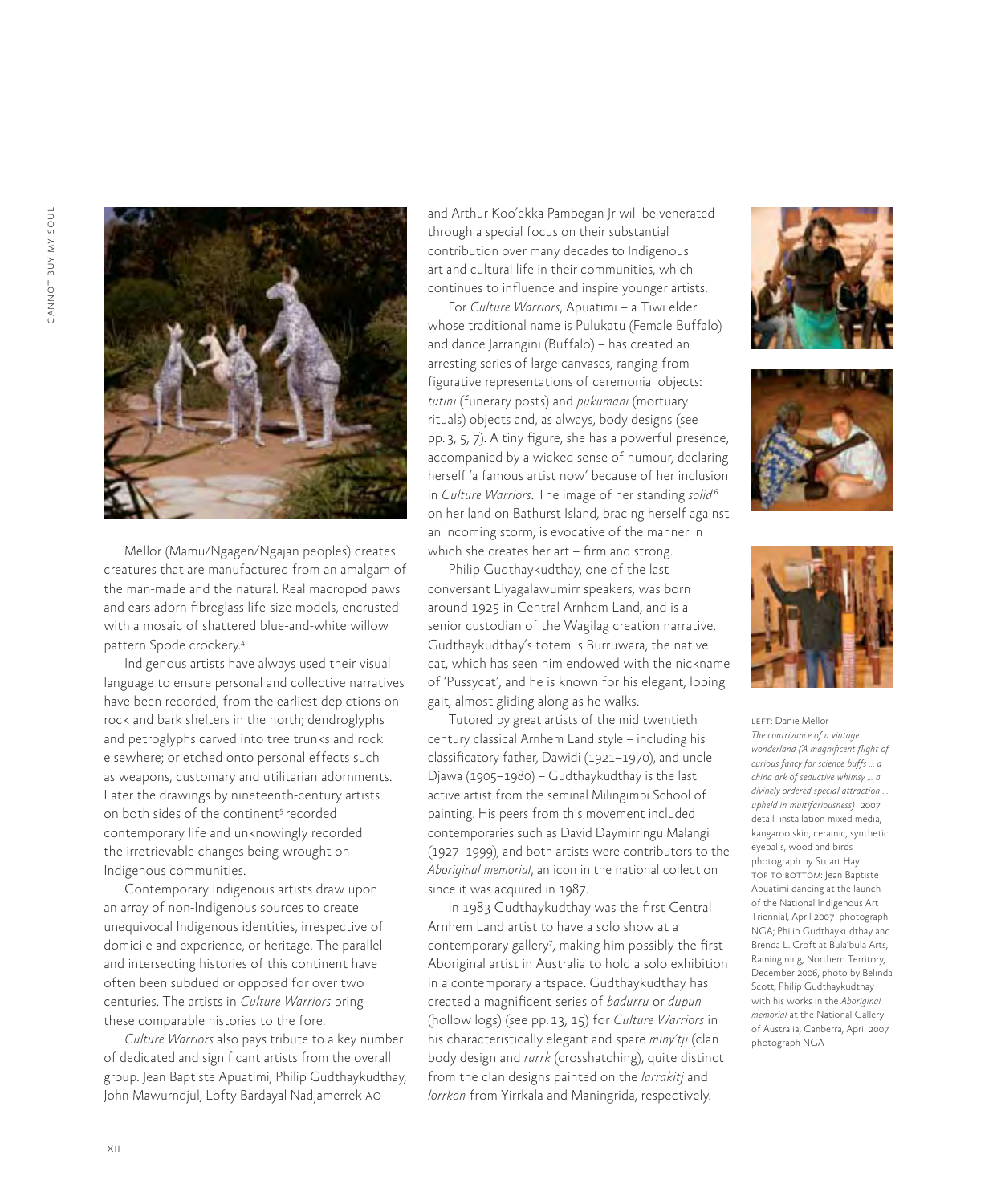Mellor (Mamu/Ngagen/Ngajan peoples) creates creatures that are manufactured from an amalgam of the man-made and the natural. Real macropod paws and ears adorn fibreglass life-size models, encrusted with a mosaic of shattered blue-and-white willow pattern Spode crockery.[4]

Indigenous artists have always used their visual language to ensure personal and collective narratives have been recorded, from the earliest depictions on rock and bark shelters in the north; dendroglyphs and petroglyphs carved into tree trunks and rock elsewhere; or etched onto personal effects such as weapons, customary and utilitarian adornments. Later the drawings by nineteenth-century artists on both sides of the continent[5] recorded contemporary life and unknowingly recorded the irretrievable changes being wrought on Indigenous communities.

Contemporary Indigenous artists draw upon an array of non-Indigenous sources to create unequivocal Indigenous identities, irrespective of domicile and experience, or heritage. The parallel and intersecting histories of this continent have often been subdued or opposed for over two centuries. The artists in *Culture Warriors* bring these comparable histories to the fore.

*Culture Warriors* also pays tribute to a key number of dedicated and significant artists from the overall group. Jean Baptiste Apuatimi, Philip Gudthaykudthay, John Mawurndjul, Lofty Bardayal Nadjamerrek AO and Arthur Koo'ekka Pambegan Jr will be venerated through a special focus on their substantial contribution over many decades to Indigenous art and cultural life in their communities, which continues to influence and inspire younger artists.

For *Culture Warriors*, Apuatimi – a Tiwi elder whose traditional name is Pulukatu (Female Buffalo) and dance Jarrangini (Buffalo) – has created an arresting series of large canvases, ranging from figurative representations of ceremonial objects: *tutini* (funerary posts) and *pukumani* (mortuary rituals) objects and, as always, body designs (see pp. 3, 5, 7). A tiny figure, she has a powerful presence, accompanied by a wicked sense of humour, declaring herself 'a famous artist now' because of her inclusion in *Culture Warriors*. The image of her standing *solid*[6] on her land on Bathurst Island, bracing herself against an incoming storm, is evocative of the manner in which she creates her art – firm and strong.

Philip Gudthaykudthay, one of the last conversant Liyagalawumirr speakers, was born around 1925 in Central Arnhem Land, and is a senior custodian of the Wagilag creation narrative. Gudthaykudthay's totem is Burruwara, the native cat, which has seen him endowed with the nickname of 'Pussycat', and he is known for his elegant, loping gait, almost gliding along as he walks.

Tutored by great artists of the mid twentieth century classical Arnhem Land style – including his classificatory father, Dawidi (1921–1970), and uncle Djawa (1905–1980) – Gudthaykudthay is the last active artist from the seminal Milingimbi School of painting. His peers from this movement included contemporaries such as David Daymirringu Malangi (1927–1999), and both artists were contributors to the *Aboriginal memorial*, an icon in the national collection since it was acquired in 1987.

In 1983 Gudthaykudthay was the first Central Arnhem Land artist to have a solo show at a contemporary gallery[7], making him possibly the first Aboriginal artist in Australia to hold a solo exhibition in a contemporary artspace. Gudthaykudthay has created a magnificent series of *badurru* or *dupun* (hollow logs) (see pp. 13, 15) for *Culture Warriors* in his characteristically elegant and spare *miny'tji* (clan body design and *rarrk* (crosshatching), quite distinct from the clan designs painted on the *larrakitj* and *lorrkon* from Yirrkala and Maningrida, respectively.

LEFT: Danie Mellor
*The contrivance of a vintage wonderland (A magnificent flight of curious fancy for science buffs ... a china ark of seductive whimsy ... a divinely ordered special attraction ... upheld in multifariousness)* 2007
detail installation mixed media, kangaroo skin, ceramic, synthetic eyeballs, wood and birds
photograph by Stuart Hay
TOP TO BOTTOM: Jean Baptiste Apuatimi dancing at the launch of the National Indigenous Art Triennial, April 2007 photograph NGA; Philip Gudthaykudthay and Brenda L. Croft at Bula'bula Arts, Ramingining, Northern Territory, December 2006, photo by Belinda Scott; Philip Gudthaykudthay with his works in the *Aboriginal memorial* at the National Gallery of Australia, Canberra, April 2007 photograph NGA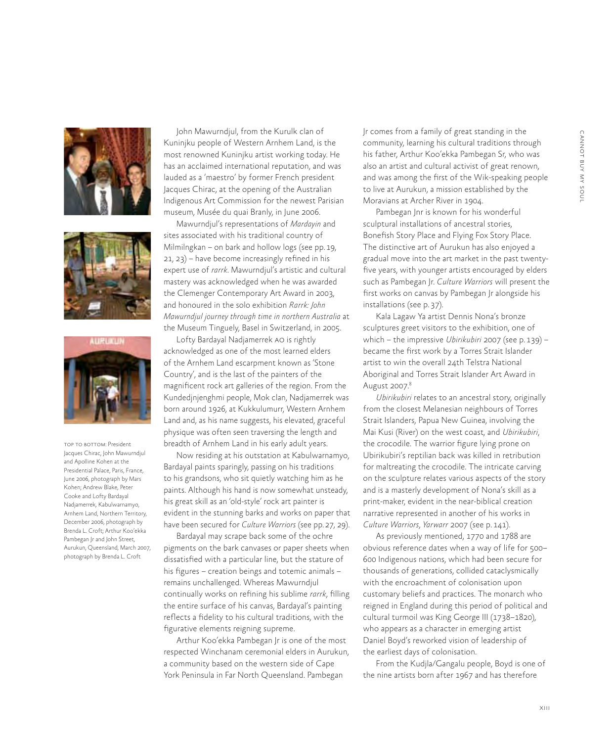TOP TO BOTTOM: President Jacques Chirac, John Mawurndjul and Apolline Kohen at the Presidential Palace, Paris, France, June 2006, photograph by Mars Kohen; Andrew Blake, Peter Cooke and Lofty Bardayal Nadjamerrek, Kabulwarnamyo, Arnhem Land, Northern Territory, December 2006, photograph by Brenda L. Croft; Arthur Koo'ekka Pambegan Jr and John Street, Aurukun, Queensland, March 2007, photograph by Brenda L. Croft

John Mawurndjul, from the Kurulk clan of Kuninjku people of Western Arnhem Land, is the most renowned Kuninjku artist working today. He has an acclaimed international reputation, and was lauded as a 'maestro' by former French president Jacques Chirac, at the opening of the Australian Indigenous Art Commission for the newest Parisian museum, Musée du quai Branly, in June 2006.

Mawurndjul's representations of *Mardayin* and sites associated with his traditional country of Milmilngkan – on bark and hollow logs (see pp. 19, 21, 23) – have become increasingly refined in his expert use of *rarrk*. Mawurndjul's artistic and cultural mastery was acknowledged when he was awarded the Clemenger Contemporary Art Award in 2003, and honoured in the solo exhibition *Rarrk: John Mawurndjul journey through time in northern Australia* at the Museum Tinguely, Basel in Switzerland, in 2005.

Lofty Bardayal Nadjamerrek AO is rightly acknowledged as one of the most learned elders of the Arnhem Land escarpment known as 'Stone Country', and is the last of the painters of the magnificent rock art galleries of the region. From the Kundedjnjenghmi people, Mok clan, Nadjamerrek was born around 1926, at Kukkulumurr, Western Arnhem Land and, as his name suggests, his elevated, graceful physique was often seen traversing the length and breadth of Arnhem Land in his early adult years.

Now residing at his outstation at Kabulwarnamyo, Bardayal paints sparingly, passing on his traditions to his grandsons, who sit quietly watching him as he paints. Although his hand is now somewhat unsteady, his great skill as an 'old-style' rock art painter is evident in the stunning barks and works on paper that have been secured for *Culture Warriors* (see pp. 27, 29).

Bardayal may scrape back some of the ochre pigments on the bark canvases or paper sheets when dissatisfied with a particular line, but the stature of his figures – creation beings and totemic animals – remains unchallenged. Whereas Mawurndjul continually works on refining his sublime *rarrk*, filling the entire surface of his canvas, Bardayal's painting reflects a fidelity to his cultural traditions, with the figurative elements reigning supreme.

Arthur Koo'ekka Pambegan Jr is one of the most respected Winchanam ceremonial elders in Aurukun, a community based on the western side of Cape York Peninsula in Far North Queensland. Pambegan Jr comes from a family of great standing in the community, learning his cultural traditions through his father, Arthur Koo'ekka Pambegan Sr, who was also an artist and cultural activist of great renown, and was among the first of the Wik-speaking people to live at Aurukun, a mission established by the Moravians at Archer River in 1904.

Pambegan Jnr is known for his wonderful sculptural installations of ancestral stories, Bonefish Story Place and Flying Fox Story Place. The distinctive art of Aurukun has also enjoyed a gradual move into the art market in the past twenty-five years, with younger artists encouraged by elders such as Pambegan Jr. *Culture Warriors* will present the first works on canvas by Pambegan Jr alongside his installations (see p. 37).

Kala Lagaw Ya artist Dennis Nona's bronze sculptures greet visitors to the exhibition, one of which – the impressive *Ubirikubiri* 2007 (see p. 139) – became the first work by a Torres Strait Islander artist to win the overall 24th Telstra National Aboriginal and Torres Strait Islander Art Award in August 2007.[8]

*Ubirikubiri* relates to an ancestral story, originally from the closest Melanesian neighbours of Torres Strait Islanders, Papua New Guinea, involving the Mai Kusi (River) on the west coast, and *Ubirikubiri*, the crocodile. The warrior figure lying prone on Ubirikubiri's reptilian back was killed in retribution for maltreating the crocodile. The intricate carving on the sculpture relates various aspects of the story and is a masterly development of Nona's skill as a print-maker, evident in the near-biblical creation narrative represented in another of his works in *Culture Warriors*, *Yarwarr* 2007 (see p. 141).

As previously mentioned, 1770 and 1788 are obvious reference dates when a way of life for 500–600 Indigenous nations, which had been secure for thousands of generations, collided cataclysmically with the encroachment of colonisation upon customary beliefs and practices. The monarch who reigned in England during this period of political and cultural turmoil was King George III (1738–1820), who appears as a character in emerging artist Daniel Boyd's reworked vision of leadership of the earliest days of colonisation.

From the Kudjla/Gangalu people, Boyd is one of the nine artists born after 1967 and has therefore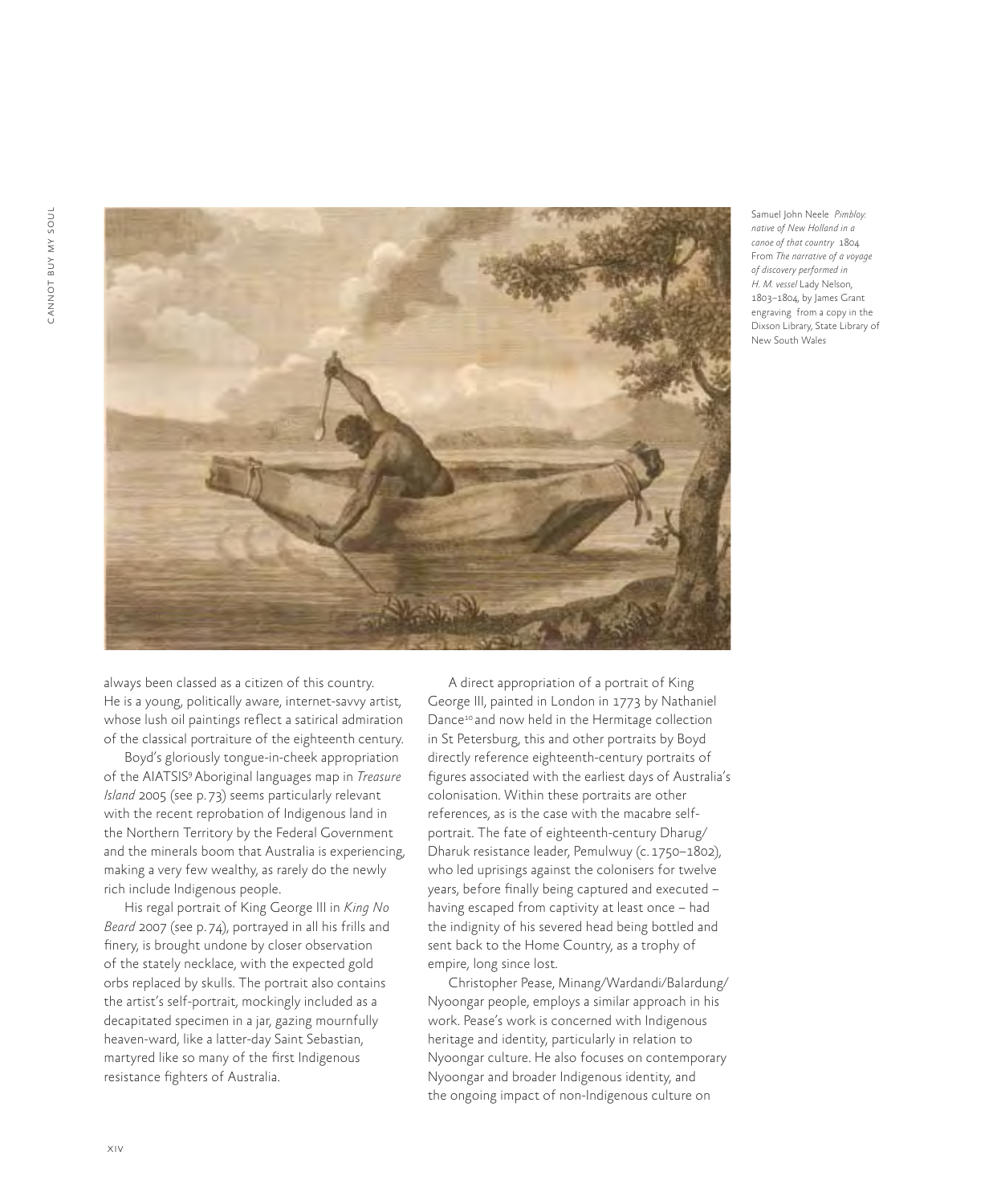Samuel John Neele *Pimbloy: native of New Holland in a canoe of that country* 1804
From *The narrative of a voyage of discovery performed in H. M. vessel* Lady Nelson, 1803–1804, by James Grant
engraving from a copy in the Dixson Library, State Library of New South Wales

always been classed as a citizen of this country. He is a young, politically aware, internet-savvy artist, whose lush oil paintings reflect a satirical admiration of the classical portraiture of the eighteenth century.

Boyd's gloriously tongue-in-cheek appropriation of the AIATSIS[9] Aboriginal languages map in *Treasure Island* 2005 (see p. 73) seems particularly relevant with the recent reprobation of Indigenous land in the Northern Territory by the Federal Government and the minerals boom that Australia is experiencing, making a very few wealthy, as rarely do the newly rich include Indigenous people.

His regal portrait of King George III in *King No Beard* 2007 (see p. 74), portrayed in all his frills and finery, is brought undone by closer observation of the stately necklace, with the expected gold orbs replaced by skulls. The portrait also contains the artist's self-portrait, mockingly included as a decapitated specimen in a jar, gazing mournfully heaven-ward, like a latter-day Saint Sebastian, martyred like so many of the first Indigenous resistance fighters of Australia.

A direct appropriation of a portrait of King George III, painted in London in 1773 by Nathaniel Dance[10] and now held in the Hermitage collection in St Petersburg, this and other portraits by Boyd directly reference eighteenth-century portraits of figures associated with the earliest days of Australia's colonisation. Within these portraits are other references, as is the case with the macabre self-portrait. The fate of eighteenth-century Dharug/Dharuk resistance leader, Pemulwuy (c. 1750–1802), who led uprisings against the colonisers for twelve years, before finally being captured and executed – having escaped from captivity at least once – had the indignity of his severed head being bottled and sent back to the Home Country, as a trophy of empire, long since lost.

Christopher Pease, Minang/Wardandi/Balardung/Nyoongar people, employs a similar approach in his work. Pease's work is concerned with Indigenous heritage and identity, particularly in relation to Nyoongar culture. He also focuses on contemporary Nyoongar and broader Indigenous identity, and the ongoing impact of non-Indigenous culture on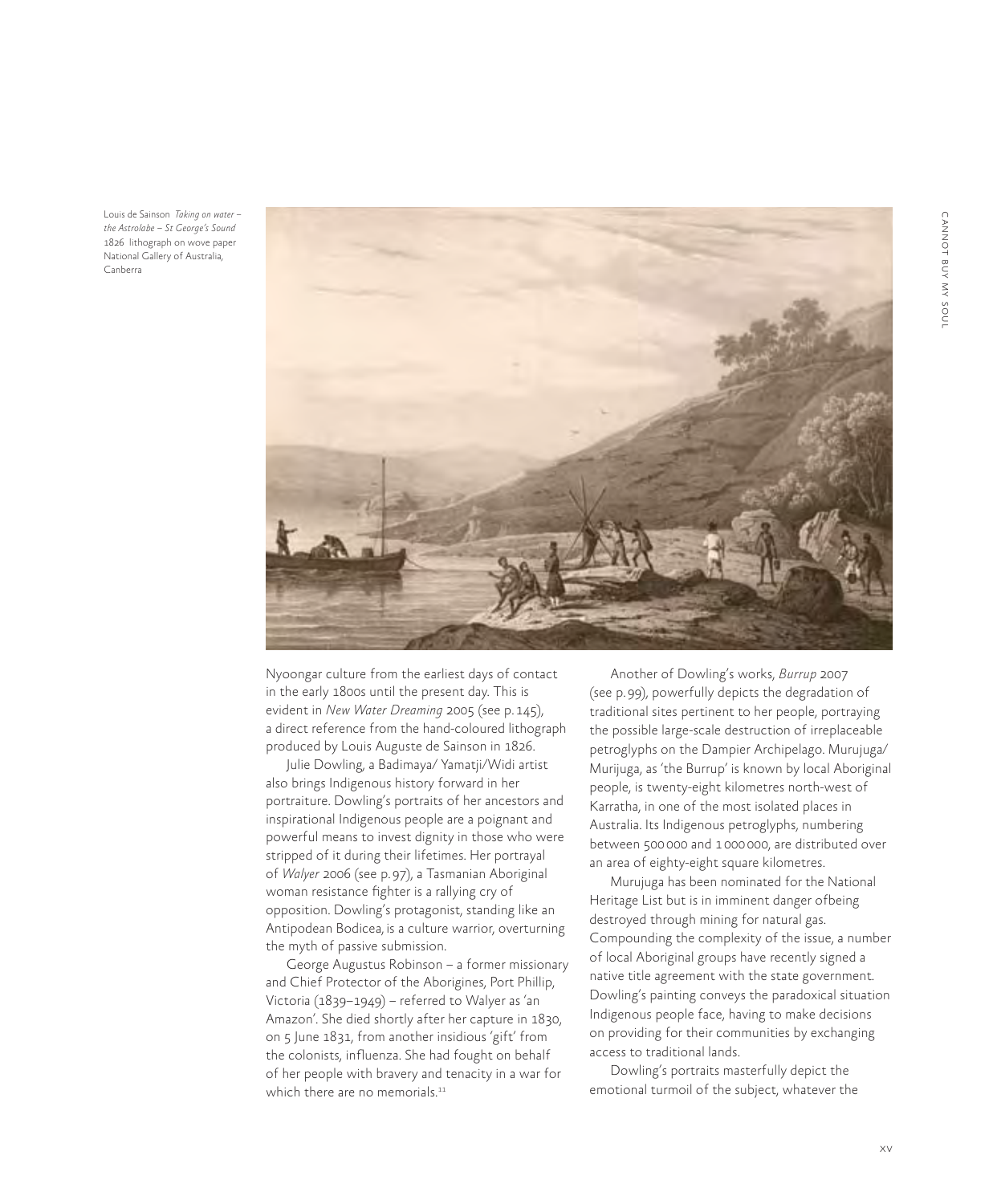Louis de Sainson *Taking on water – the Astrolabe – St George's Sound* 1826 lithograph on wove paper National Gallery of Australia, Canberra

Nyoongar culture from the earliest days of contact in the early 1800s until the present day. This is evident in *New Water Dreaming* 2005 (see p. 145), a direct reference from the hand-coloured lithograph produced by Louis Auguste de Sainson in 1826.

Julie Dowling, a Badimaya/ Yamatji/Widi artist also brings Indigenous history forward in her portraiture. Dowling's portraits of her ancestors and inspirational Indigenous people are a poignant and powerful means to invest dignity in those who were stripped of it during their lifetimes. Her portrayal of *Walyer* 2006 (see p. 97), a Tasmanian Aboriginal woman resistance fighter is a rallying cry of opposition. Dowling's protagonist, standing like an Antipodean Bodicea, is a culture warrior, overturning the myth of passive submission.

George Augustus Robinson – a former missionary and Chief Protector of the Aborigines, Port Phillip, Victoria (1839–1949) – referred to Walyer as 'an Amazon'. She died shortly after her capture in 1830, on 5 June 1831, from another insidious 'gift' from the colonists, influenza. She had fought on behalf of her people with bravery and tenacity in a war for which there are no memorials.[11]

Another of Dowling's works, *Burrup* 2007 (see p. 99), powerfully depicts the degradation of traditional sites pertinent to her people, portraying the possible large-scale destruction of irreplaceable petroglyphs on the Dampier Archipelago. Murujuga/ Murijuga, as 'the Burrup' is known by local Aboriginal people, is twenty-eight kilometres north-west of Karratha, in one of the most isolated places in Australia. Its Indigenous petroglyphs, numbering between 500 000 and 1 000 000, are distributed over an area of eighty-eight square kilometres.

Murujuga has been nominated for the National Heritage List but is in imminent danger ofbeing destroyed through mining for natural gas. Compounding the complexity of the issue, a number of local Aboriginal groups have recently signed a native title agreement with the state government. Dowling's painting conveys the paradoxical situation Indigenous people face, having to make decisions on providing for their communities by exchanging access to traditional lands.

Dowling's portraits masterfully depict the emotional turmoil of the subject, whatever the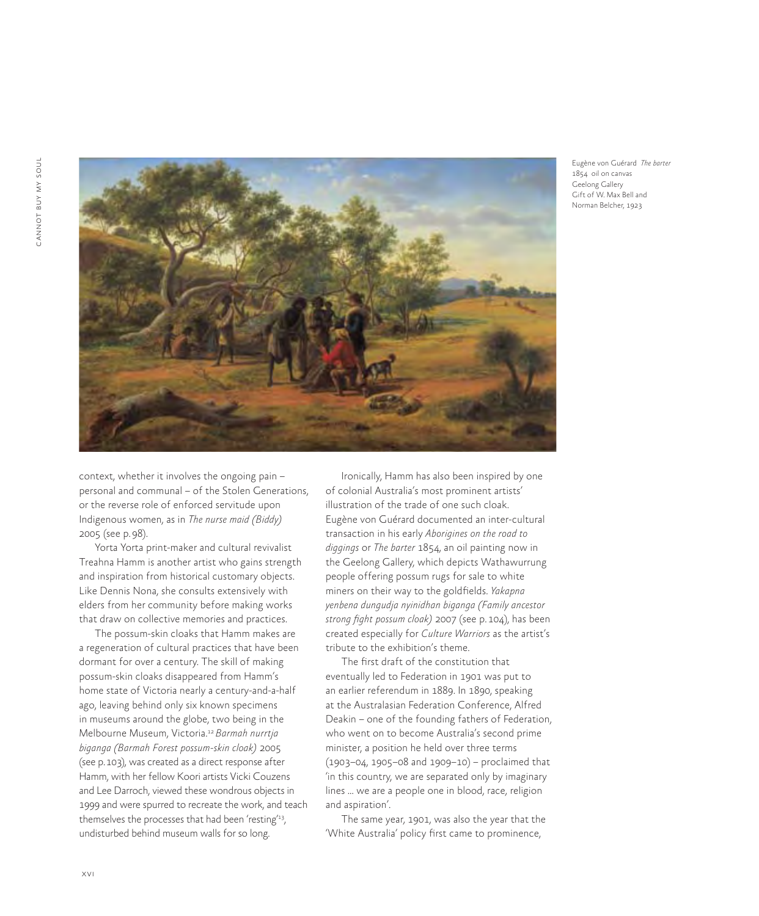Eugène von Guérard *The barter*
1854 oil on canvas
Geelong Gallery
Gift of W. Max Bell and Norman Belcher, 1923

context, whether it involves the ongoing pain – personal and communal – of the Stolen Generations, or the reverse role of enforced servitude upon Indigenous women, as in *The nurse maid (Biddy)* 2005 (see p. 98).

Yorta Yorta print-maker and cultural revivalist Treahna Hamm is another artist who gains strength and inspiration from historical customary objects. Like Dennis Nona, she consults extensively with elders from her community before making works that draw on collective memories and practices.

The possum-skin cloaks that Hamm makes are a regeneration of cultural practices that have been dormant for over a century. The skill of making possum-skin cloaks disappeared from Hamm's home state of Victoria nearly a century-and-a-half ago, leaving behind only six known specimens in museums around the globe, two being in the Melbourne Museum, Victoria.[12] *Barmah nurrtja biganga (Barmah Forest possum-skin cloak)* 2005 (see p. 103), was created as a direct response after Hamm, with her fellow Koori artists Vicki Couzens and Lee Darroch, viewed these wondrous objects in 1999 and were spurred to recreate the work, and teach themselves the processes that had been 'resting'[13], undisturbed behind museum walls for so long.

Ironically, Hamm has also been inspired by one of colonial Australia's most prominent artists' illustration of the trade of one such cloak. Eugène von Guérard documented an inter-cultural transaction in his early *Aborigines on the road to diggings* or *The barter* 1854, an oil painting now in the Geelong Gallery, which depicts Wathawurrung people offering possum rugs for sale to white miners on their way to the goldfields. *Yakapna yenbena dungudja nyinidhan biganga (Family ancestor strong fight possum cloak)* 2007 (see p. 104), has been created especially for *Culture Warriors* as the artist's tribute to the exhibition's theme.

The first draft of the constitution that eventually led to Federation in 1901 was put to an earlier referendum in 1889. In 1890, speaking at the Australasian Federation Conference, Alfred Deakin – one of the founding fathers of Federation, who went on to become Australia's second prime minister, a position he held over three terms (1903–04, 1905–08 and 1909–10) – proclaimed that 'in this country, we are separated only by imaginary lines … we are a people one in blood, race, religion and aspiration'.

The same year, 1901, was also the year that the 'White Australia' policy first came to prominence,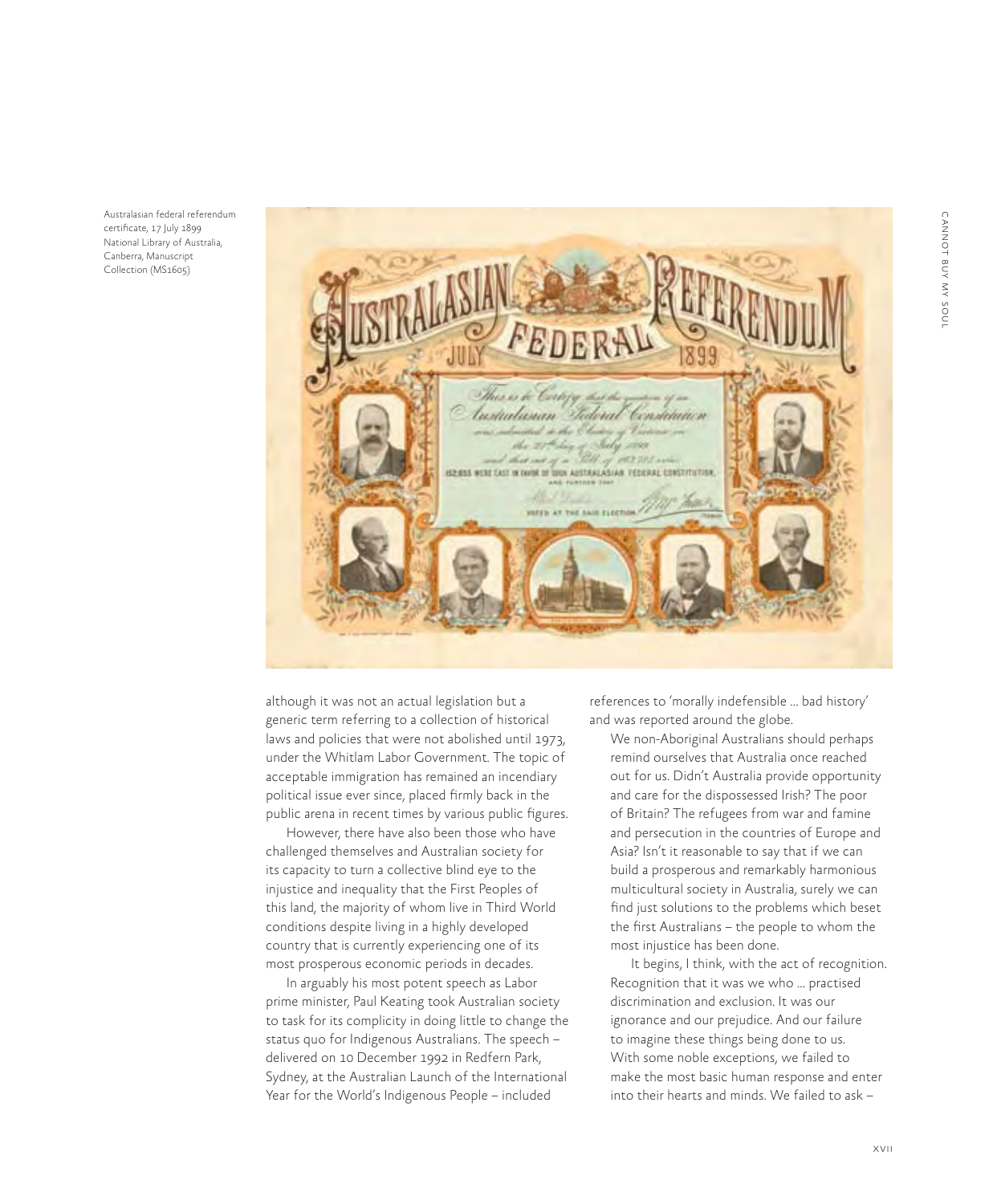Australasian federal referendum certificate, 17 July 1899
National Library of Australia, Canberra, Manuscript Collection (MS1605)

although it was not an actual legislation but a generic term referring to a collection of historical laws and policies that were not abolished until 1973, under the Whitlam Labor Government. The topic of acceptable immigration has remained an incendiary political issue ever since, placed firmly back in the public arena in recent times by various public figures.

However, there have also been those who have challenged themselves and Australian society for its capacity to turn a collective blind eye to the injustice and inequality that the First Peoples of this land, the majority of whom live in Third World conditions despite living in a highly developed country that is currently experiencing one of its most prosperous economic periods in decades.

In arguably his most potent speech as Labor prime minister, Paul Keating took Australian society to task for its complicity in doing little to change the status quo for Indigenous Australians. The speech – delivered on 10 December 1992 in Redfern Park, Sydney, at the Australian Launch of the International Year for the World's Indigenous People – included references to 'morally indefensible … bad history' and was reported around the globe.

> We non-Aboriginal Australians should perhaps remind ourselves that Australia once reached out for us. Didn't Australia provide opportunity and care for the dispossessed Irish? The poor of Britain? The refugees from war and famine and persecution in the countries of Europe and Asia? Isn't it reasonable to say that if we can build a prosperous and remarkably harmonious multicultural society in Australia, surely we can find just solutions to the problems which beset the first Australians – the people to whom the most injustice has been done.
>
> It begins, I think, with the act of recognition. Recognition that it was we who … practised discrimination and exclusion. It was our ignorance and our prejudice. And our failure to imagine these things being done to us. With some noble exceptions, we failed to make the most basic human response and enter into their hearts and minds. We failed to ask –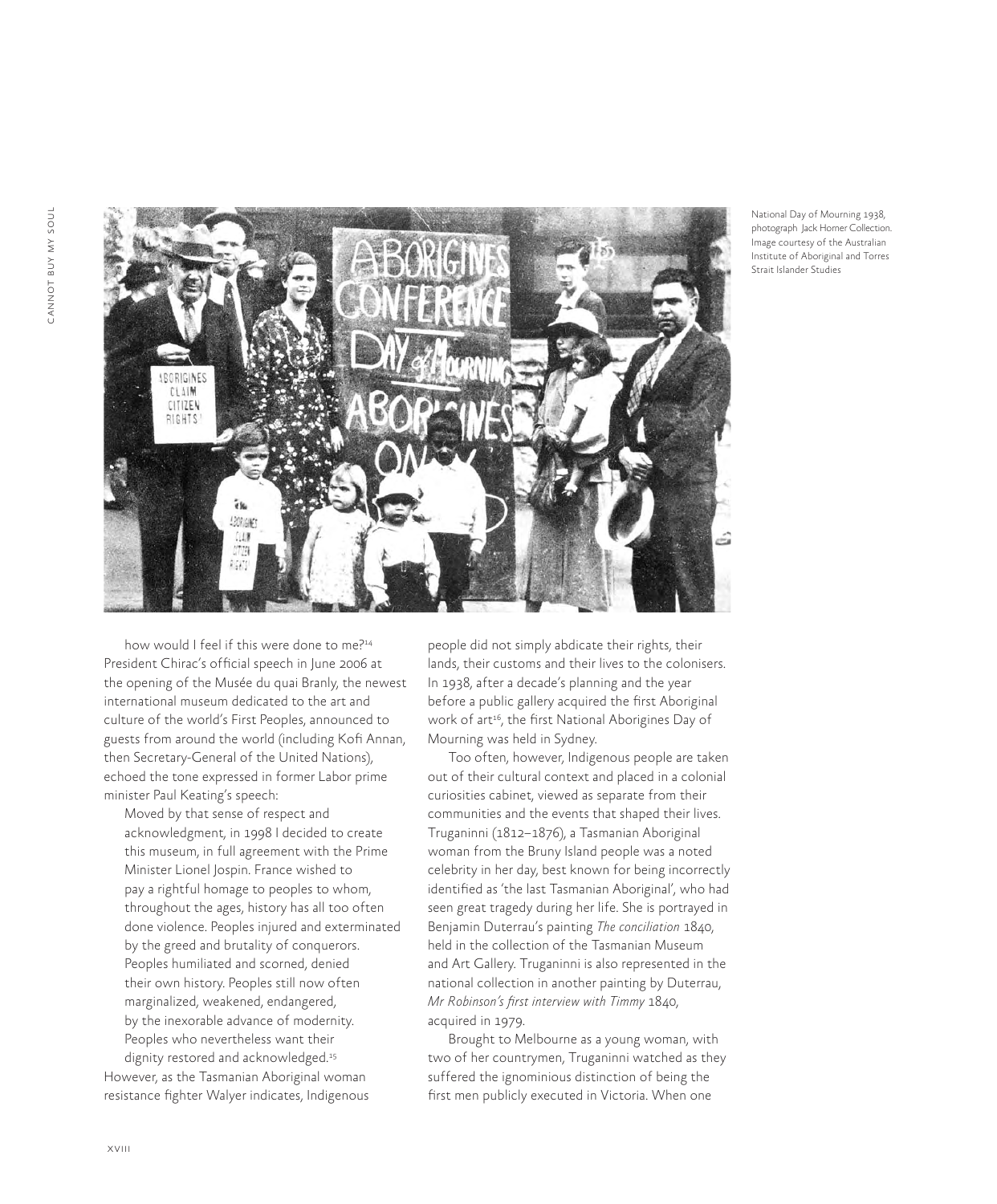National Day of Mourning 1938, photograph Jack Horner Collection. Image courtesy of the Australian Institute of Aboriginal and Torres Strait Islander Studies

how would I feel if this were done to me?[14] President Chirac's official speech in June 2006 at the opening of the Musée du quai Branly, the newest international museum dedicated to the art and culture of the world's First Peoples, announced to guests from around the world (including Kofi Annan, then Secretary-General of the United Nations), echoed the tone expressed in former Labor prime minister Paul Keating's speech:

> Moved by that sense of respect and acknowledgment, in 1998 I decided to create this museum, in full agreement with the Prime Minister Lionel Jospin. France wished to pay a rightful homage to peoples to whom, throughout the ages, history has all too often done violence. Peoples injured and exterminated by the greed and brutality of conquerors. Peoples humiliated and scorned, denied their own history. Peoples still now often marginalized, weakened, endangered, by the inexorable advance of modernity. Peoples who nevertheless want their dignity restored and acknowledged.[15]

However, as the Tasmanian Aboriginal woman resistance fighter Walyer indicates, Indigenous people did not simply abdicate their rights, their lands, their customs and their lives to the colonisers. In 1938, after a decade's planning and the year before a public gallery acquired the first Aboriginal work of art[16], the first National Aborigines Day of Mourning was held in Sydney.

Too often, however, Indigenous people are taken out of their cultural context and placed in a colonial curiosities cabinet, viewed as separate from their communities and the events that shaped their lives. Truganinni (1812–1876), a Tasmanian Aboriginal woman from the Bruny Island people was a noted celebrity in her day, best known for being incorrectly identified as 'the last Tasmanian Aboriginal', who had seen great tragedy during her life. She is portrayed in Benjamin Duterrau's painting *The conciliation* 1840, held in the collection of the Tasmanian Museum and Art Gallery. Truganinni is also represented in the national collection in another painting by Duterrau, *Mr Robinson's first interview with Timmy* 1840, acquired in 1979.

Brought to Melbourne as a young woman, with two of her countrymen, Truganinni watched as they suffered the ignominious distinction of being the first men publicly executed in Victoria. When one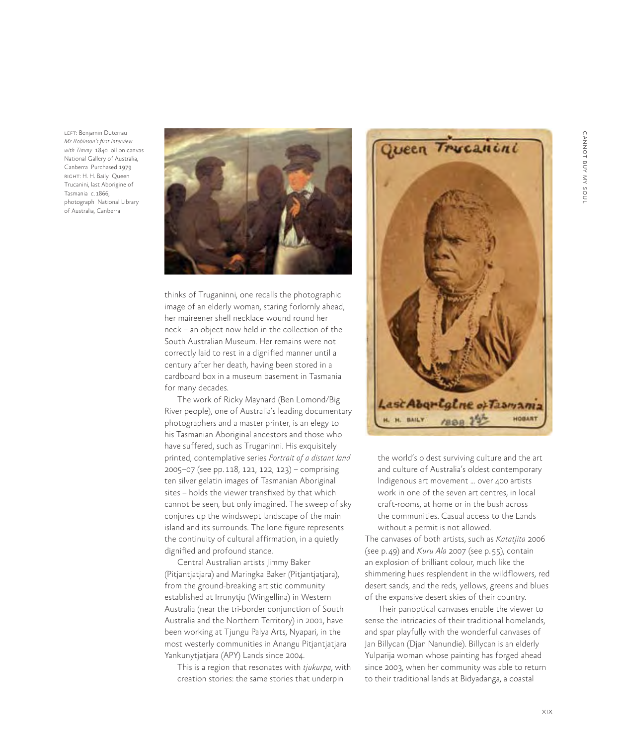LEFT: Benjamin Duterrau *Mr Robinson's first interview with Timmy* 1840 oil on canvas National Gallery of Australia, Canberra Purchased 1979
RIGHT: H. H. Baily Queen Trucanini, last Aborigine of Tasmania c. 1866, photograph National Library of Australia, Canberra

thinks of Truganinni, one recalls the photographic image of an elderly woman, staring forlornly ahead, her maireener shell necklace wound round her neck – an object now held in the collection of the South Australian Museum. Her remains were not correctly laid to rest in a dignified manner until a century after her death, having been stored in a cardboard box in a museum basement in Tasmania for many decades.

The work of Ricky Maynard (Ben Lomond/Big River people), one of Australia's leading documentary photographers and a master printer, is an elegy to his Tasmanian Aboriginal ancestors and those who have suffered, such as Truganinni. His exquisitely printed, contemplative series *Portrait of a distant land* 2005–07 (see pp. 118, 121, 122, 123) – comprising ten silver gelatin images of Tasmanian Aboriginal sites – holds the viewer transfixed by that which cannot be seen, but only imagined. The sweep of sky conjures up the windswept landscape of the main island and its surrounds. The lone figure represents the continuity of cultural affirmation, in a quietly dignified and profound stance.

Central Australian artists Jimmy Baker (Pitjantjatjara) and Maringka Baker (Pitjantjatjara), from the ground-breaking artistic community established at Irrunytju (Wingellina) in Western Australia (near the tri-border conjunction of South Australia and the Northern Territory) in 2001, have been working at Tjungu Palya Arts, Nyapari, in the most westerly communities in Anangu Pitjantjatjara Yankunytjatjara (APY) Lands since 2004.

> This is a region that resonates with *tjukurpa*, with creation stories: the same stories that underpin the world's oldest surviving culture and the art and culture of Australia's oldest contemporary Indigenous art movement … over 400 artists work in one of the seven art centres, in local craft-rooms, at home or in the bush across the communities. Casual access to the Lands without a permit is not allowed.

The canvases of both artists, such as *Katatjita* 2006 (see p. 49) and *Kuru Ala* 2007 (see p. 55), contain an explosion of brilliant colour, much like the shimmering hues resplendent in the wildflowers, red desert sands, and the reds, yellows, greens and blues of the expansive desert skies of their country.

Their panoptical canvases enable the viewer to sense the intricacies of their traditional homelands, and spar playfully with the wonderful canvases of Jan Billycan (Djan Nanundie). Billycan is an elderly Yulparija woman whose painting has forged ahead since 2003, when her community was able to return to their traditional lands at Bidyadanga, a coastal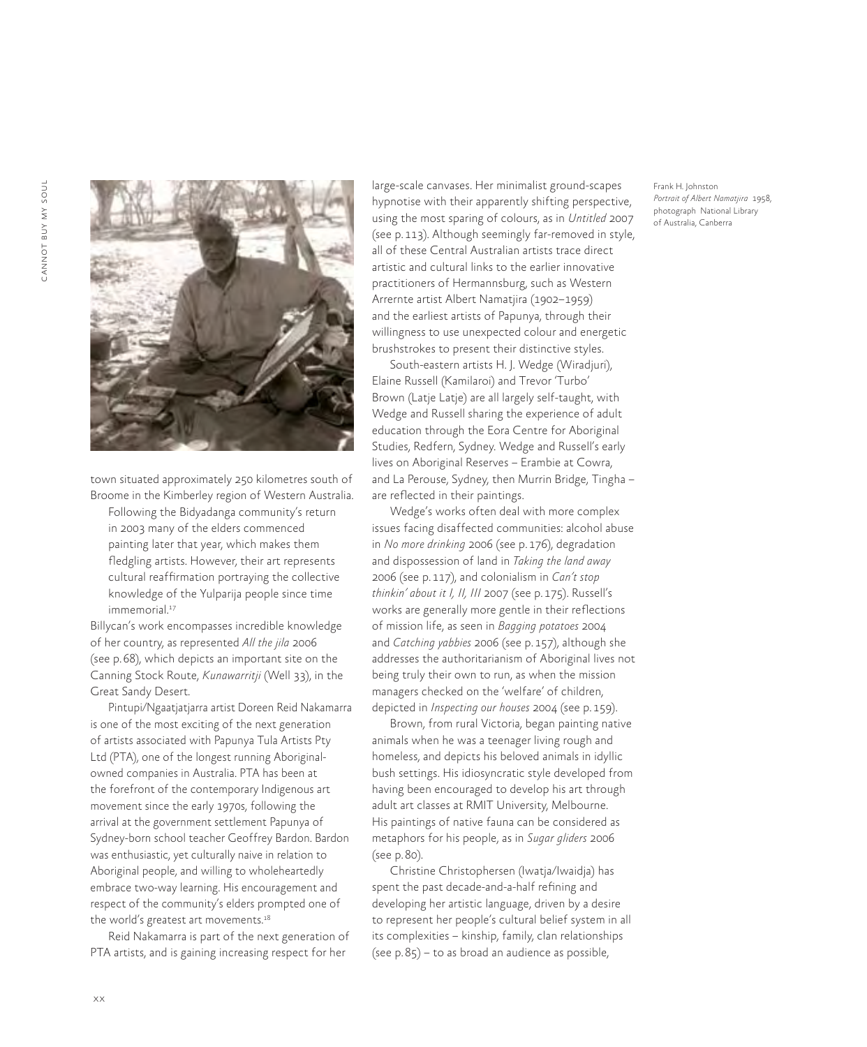town situated approximately 250 kilometres south of Broome in the Kimberley region of Western Australia.

> Following the Bidyadanga community's return in 2003 many of the elders commenced painting later that year, which makes them fledgling artists. However, their art represents cultural reaffirmation portraying the collective knowledge of the Yulparija people since time immemorial.[17]

Billycan's work encompasses incredible knowledge of her country, as represented *All the jila* 2006 (see p. 68), which depicts an important site on the Canning Stock Route, *Kunawarritji* (Well 33), in the Great Sandy Desert.

Pintupi/Ngaatjatjarra artist Doreen Reid Nakamarra is one of the most exciting of the next generation of artists associated with Papunya Tula Artists Pty Ltd (PTA), one of the longest running Aboriginal-owned companies in Australia. PTA has been at the forefront of the contemporary Indigenous art movement since the early 1970s, following the arrival at the government settlement Papunya of Sydney-born school teacher Geoffrey Bardon. Bardon was enthusiastic, yet culturally naive in relation to Aboriginal people, and willing to wholeheartedly embrace two-way learning. His encouragement and respect of the community's elders prompted one of the world's greatest art movements.[18]

Reid Nakamarra is part of the next generation of PTA artists, and is gaining increasing respect for her large-scale canvases. Her minimalist ground-scapes hypnotise with their apparently shifting perspective, using the most sparing of colours, as in *Untitled* 2007 (see p. 113). Although seemingly far-removed in style, all of these Central Australian artists trace direct artistic and cultural links to the earlier innovative practitioners of Hermannsburg, such as Western Arrernte artist Albert Namatjira (1902–1959) and the earliest artists of Papunya, through their willingness to use unexpected colour and energetic brushstrokes to present their distinctive styles.

South-eastern artists H. J. Wedge (Wiradjuri), Elaine Russell (Kamilaroi) and Trevor 'Turbo' Brown (Latje Latje) are all largely self-taught, with Wedge and Russell sharing the experience of adult education through the Eora Centre for Aboriginal Studies, Redfern, Sydney. Wedge and Russell's early lives on Aboriginal Reserves – Erambie at Cowra, and La Perouse, Sydney, then Murrin Bridge, Tingha – are reflected in their paintings.

Wedge's works often deal with more complex issues facing disaffected communities: alcohol abuse in *No more drinking* 2006 (see p. 176), degradation and dispossession of land in *Taking the land away* 2006 (see p. 117), and colonialism in *Can't stop thinkin' about it I, II, III* 2007 (see p. 175). Russell's works are generally more gentle in their reflections of mission life, as seen in *Bagging potatoes* 2004 and *Catching yabbies* 2006 (see p. 157), although she addresses the authoritarianism of Aboriginal lives not being truly their own to run, as when the mission managers checked on the 'welfare' of children, depicted in *Inspecting our houses* 2004 (see p. 159).

Brown, from rural Victoria, began painting native animals when he was a teenager living rough and homeless, and depicts his beloved animals in idyllic bush settings. His idiosyncratic style developed from having been encouraged to develop his art through adult art classes at RMIT University, Melbourne. His paintings of native fauna can be considered as metaphors for his people, as in *Sugar gliders* 2006 (see p. 80).

Christine Christophersen (Iwatja/Iwaidja) has spent the past decade-and-a-half refining and developing her artistic language, driven by a desire to represent her people's cultural belief system in all its complexities – kinship, family, clan relationships (see p. 85) – to as broad an audience as possible,

Frank H. Johnston
*Portrait of Albert Namatjira* 1958, photograph National Library of Australia, Canberra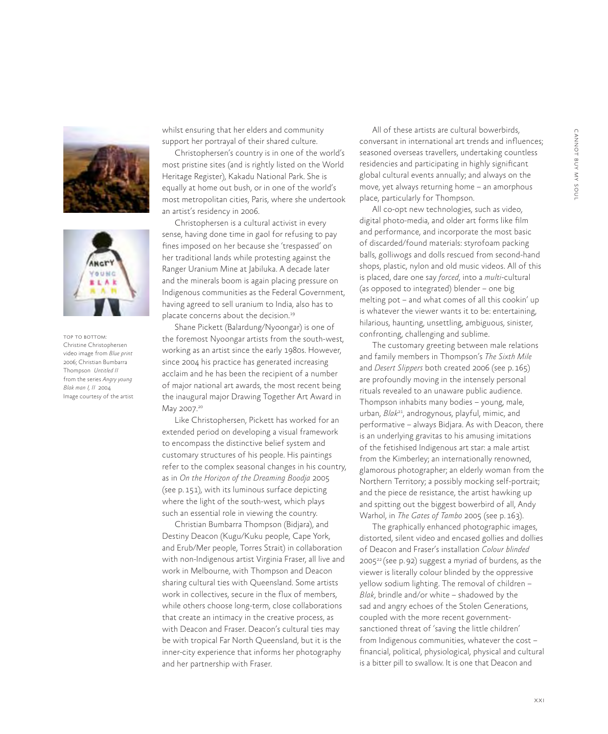TOP TO BOTTOM:
Christine Christophersen video image from *Blue print* 2006; Christian Bumbarra Thompson *Untitled II* from the series *Angry young Blak man I, II* 2004
Image courtesy of the artist

whilst ensuring that her elders and community support her portrayal of their shared culture.

Christophersen's country is in one of the world's most pristine sites (and is rightly listed on the World Heritage Register), Kakadu National Park. She is equally at home out bush, or in one of the world's most metropolitan cities, Paris, where she undertook an artist's residency in 2006.

Christophersen is a cultural activist in every sense, having done time in gaol for refusing to pay fines imposed on her because she 'trespassed' on her traditional lands while protesting against the Ranger Uranium Mine at Jabiluka. A decade later and the minerals boom is again placing pressure on Indigenous communities as the Federal Government, having agreed to sell uranium to India, also has to placate concerns about the decision.[19]

Shane Pickett (Balardung/Nyoongar) is one of the foremost Nyoongar artists from the south-west, working as an artist since the early 1980s. However, since 2004 his practice has generated increasing acclaim and he has been the recipient of a number of major national art awards, the most recent being the inaugural major Drawing Together Art Award in May 2007.[20]

Like Christophersen, Pickett has worked for an extended period on developing a visual framework to encompass the distinctive belief system and customary structures of his people. His paintings refer to the complex seasonal changes in his country, as in *On the Horizon of the Dreaming Boodja* 2005 (see p. 151), with its luminous surface depicting where the light of the south-west, which plays such an essential role in viewing the country.

Christian Bumbarra Thompson (Bidjara), and Destiny Deacon (Kugu/Kuku people, Cape York, and Erub/Mer people, Torres Strait) in collaboration with non-Indigenous artist Virginia Fraser, all live and work in Melbourne, with Thompson and Deacon sharing cultural ties with Queensland. Some artists work in collectives, secure in the flux of members, while others choose long-term, close collaborations that create an intimacy in the creative process, as with Deacon and Fraser. Deacon's cultural ties may be with tropical Far North Queensland, but it is the inner-city experience that informs her photography and her partnership with Fraser.

All of these artists are cultural bowerbirds, conversant in international art trends and influences; seasoned overseas travellers, undertaking countless residencies and participating in highly significant global cultural events annually; and always on the move, yet always returning home – an amorphous place, particularly for Thompson.

All co-opt new technologies, such as video, digital photo-media, and older art forms like film and performance, and incorporate the most basic of discarded/found materials: styrofoam packing balls, golliwogs and dolls rescued from second-hand shops, plastic, nylon and old music videos. All of this is placed, dare one say *forced*, into a *multi*-cultural (as opposed to integrated) blender – one big melting pot – and what comes of all this cookin' up is whatever the viewer wants it to be: entertaining, hilarious, haunting, unsettling, ambiguous, sinister, confronting, challenging and sublime.

The customary greeting between male relations and family members in Thompson's *The Sixth Mile* and *Desert Slippers* both created 2006 (see p. 165) are profoundly moving in the intensely personal rituals revealed to an unaware public audience. Thompson inhabits many bodies – young, male, urban, *Blak*[21], androgynous, playful, mimic, and performative – always Bidjara. As with Deacon, there is an underlying gravitas to his amusing imitations of the fetishised Indigenous art star: a male artist from the Kimberley; an internationally renowned, glamorous photographer; an elderly woman from the Northern Territory; a possibly mocking self-portrait; and the piece de resistance, the artist hawking up and spitting out the biggest bowerbird of all, Andy Warhol, in *The Gates of Tambo* 2005 (see p. 163).

The graphically enhanced photographic images, distorted, silent video and encased gollies and dollies of Deacon and Fraser's installation *Colour blinded* 2005[22] (see p. 92) suggest a myriad of burdens, as the viewer is literally colour blinded by the oppressive yellow sodium lighting. The removal of children – *Blak*, brindle and/or white – shadowed by the sad and angry echoes of the Stolen Generations, coupled with the more recent government-sanctioned threat of 'saving the little children' from Indigenous communities, whatever the cost – financial, political, physiological, physical and cultural is a bitter pill to swallow. It is one that Deacon and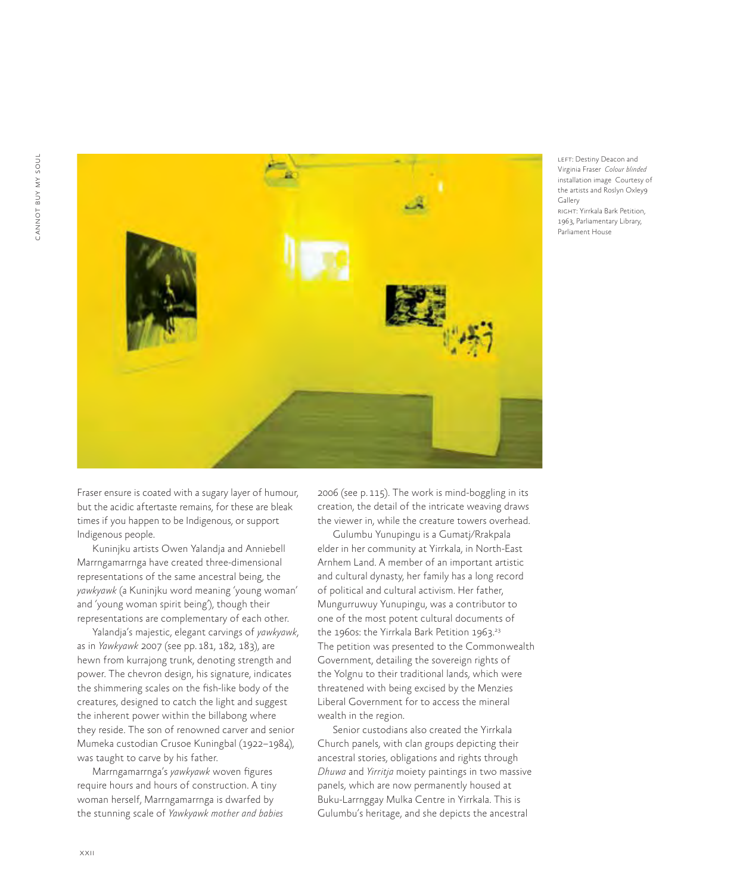LEFT: Destiny Deacon and Virginia Fraser *Colour blinded* installation image Courtesy of the artists and Roslyn Oxley9 Gallery
RIGHT: Yirrkala Bark Petition, 1963, Parliamentary Library, Parliament House

Fraser ensure is coated with a sugary layer of humour, but the acidic aftertaste remains, for these are bleak times if you happen to be Indigenous, or support Indigenous people.

Kuninjku artists Owen Yalandja and Anniebell Marrngamarrnga have created three-dimensional representations of the same ancestral being, the *yawkyawk* (a Kuninjku word meaning 'young woman' and 'young woman spirit being'), though their representations are complementary of each other.

Yalandja's majestic, elegant carvings of *yawkyawk*, as in *Yawkyawk* 2007 (see pp. 181, 182, 183), are hewn from kurrajong trunk, denoting strength and power. The chevron design, his signature, indicates the shimmering scales on the fish-like body of the creatures, designed to catch the light and suggest the inherent power within the billabong where they reside. The son of renowned carver and senior Mumeka custodian Crusoe Kuningbal (1922–1984), was taught to carve by his father.

Marrngamarrnga's *yawkyawk* woven figures require hours and hours of construction. A tiny woman herself, Marrngamarrnga is dwarfed by the stunning scale of *Yawkyawk mother and babies* 2006 (see p. 115). The work is mind-boggling in its creation, the detail of the intricate weaving draws the viewer in, while the creature towers overhead.

Gulumbu Yunupingu is a Gumatj/Rrakpala elder in her community at Yirrkala, in North-East Arnhem Land. A member of an important artistic and cultural dynasty, her family has a long record of political and cultural activism. Her father, Mungurruwuy Yunupingu, was a contributor to one of the most potent cultural documents of the 1960s: the Yirrkala Bark Petition 1963.[23] The petition was presented to the Commonwealth Government, detailing the sovereign rights of the Yolgnu to their traditional lands, which were threatened with being excised by the Menzies Liberal Government for to access the mineral wealth in the region.

Senior custodians also created the Yirrkala Church panels, with clan groups depicting their ancestral stories, obligations and rights through *Dhuwa* and *Yirritja* moiety paintings in two massive panels, which are now permanently housed at Buku-Larrnggay Mulka Centre in Yirrkala. This is Gulumbu's heritage, and she depicts the ancestral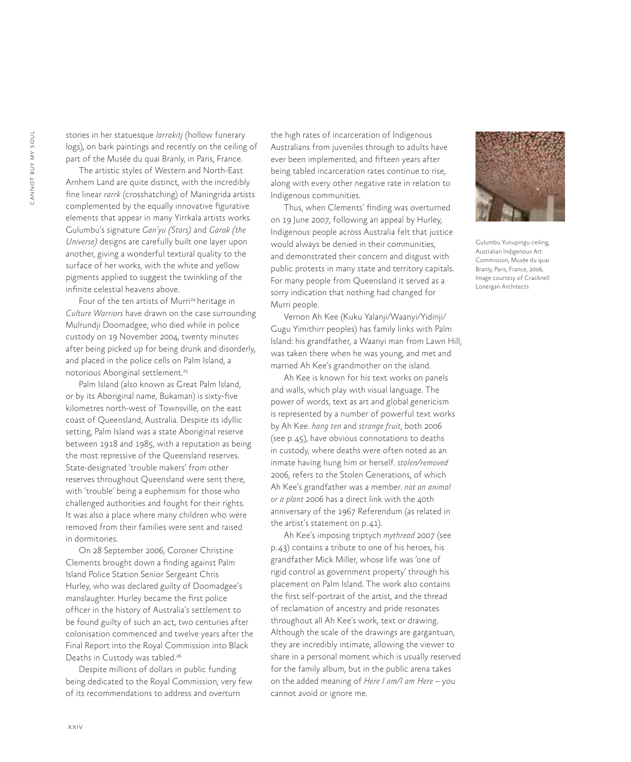stories in her statuesque *larrakitj* (hollow funerary logs), on bark paintings and recently on the ceiling of part of the Musée du quai Branly, in Paris, France.

The artistic styles of Western and North-East Arnhem Land are quite distinct, with the incredibly fine linear *rarrk* (crosshatching) of Maningrida artists complemented by the equally innovative figurative elements that appear in many Yirrkala artists works. Gulumbu's signature *Gan'yu (Stars)* and *Garak (the Universe)* designs are carefully built one layer upon another, giving a wonderful textural quality to the surface of her works, with the white and yellow pigments applied to suggest the twinkling of the infinite celestial heavens above.

Four of the ten artists of Murri[24] heritage in *Culture Warriors* have drawn on the case surrounding Mulrundji Doomadgee, who died while in police custody on 19 November 2004, twenty minutes after being picked up for being drunk and disorderly, and placed in the police cells on Palm Island, a notorious Aboriginal settlement.[25]

Palm Island (also known as Great Palm Island, or by its Aboriginal name, Bukaman) is sixty-five kilometres north-west of Townsville, on the east coast of Queensland, Australia. Despite its idyllic setting, Palm Island was a state Aboriginal reserve between 1918 and 1985, with a reputation as being the most repressive of the Queensland reserves. State-designated 'trouble makers' from other reserves throughout Queensland were sent there, with 'trouble' being a euphemism for those who challenged authorities and fought for their rights. It was also a place where many children who were removed from their families were sent and raised in dormitories.

On 28 September 2006, Coroner Christine Clements brought down a finding against Palm Island Police Station Senior Sergeant Chris Hurley, who was declared guilty of Doomadgee's manslaughter. Hurley became the first police officer in the history of Australia's settlement to be found guilty of such an act, two centuries after colonisation commenced and twelve years after the Final Report into the Royal Commission into Black Deaths in Custody was tabled.[26]

Despite millions of dollars in public funding being dedicated to the Royal Commission, very few of its recommendations to address and overturn the high rates of incarceration of Indigenous Australians from juveniles through to adults have ever been implemented, and fifteen years after being tabled incarceration rates continue to rise, along with every other negative rate in relation to Indigenous communities.

Thus, when Clements' finding was overturned on 19 June 2007, following an appeal by Hurley, Indigenous people across Australia felt that justice would always be denied in their communities, and demonstrated their concern and disgust with public protests in many state and territory capitals. For many people from Queensland it served as a sorry indication that nothing had changed for Murri people.

Vernon Ah Kee (Kuku Yalanji/Waanyi/Yidinji/Gugu Yimithirr peoples) has family links with Palm Island: his grandfather, a Waanyi man from Lawn Hill, was taken there when he was young, and met and married Ah Kee's grandmother on the island.

Ah Kee is known for his text works on panels and walls, which play with visual language. The power of words, text as art and global genericism is represented by a number of powerful text works by Ah Kee. *hang ten* and *strange fruit*, both 2006 (see p. 45), have obvious connotations to deaths in custody, where deaths were often noted as an inmate having hung him or herself. *stolen/removed* 2006, refers to the Stolen Generations, of which Ah Kee's grandfather was a member. *not an animal or a plant* 2006 has a direct link with the 40th anniversary of the 1967 Referendum (as related in the artist's statement on p. 41).

Ah Kee's imposing triptych *mythread* 2007 (see p. 43) contains a tribute to one of his heroes, his grandfather Mick Miller, whose life was 'one of rigid control as government property' through his placement on Palm Island. The work also contains the first self-portrait of the artist, and the thread of reclamation of ancestry and pride resonates throughout all Ah Kee's work, text or drawing. Although the scale of the drawings are gargantuan, they are incredibly intimate, allowing the viewer to share in a personal moment which is usually reserved for the family album, but in the public arena takes on the added meaning of *Here I am/I am Here* – you cannot avoid or ignore me.

Gulumbu Yunupingu ceiling, Australian Indigenous Art Commission, Musée du quai Branly, Paris, France, 2006, Image courtesy of Cracknell Lonergan Architects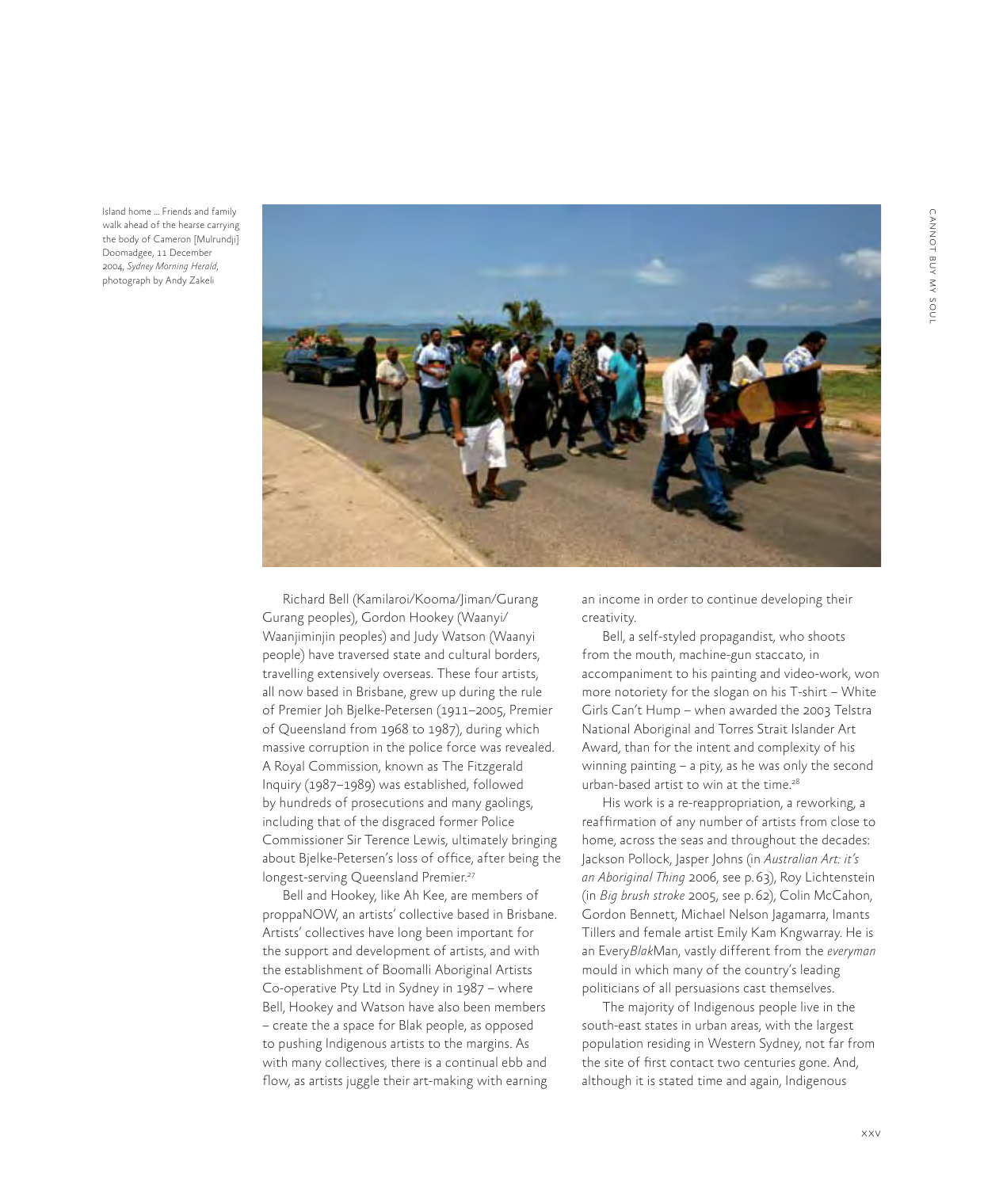Island home ... Friends and family walk ahead of the hearse carrying the body of Cameron [Mulrundji] Doomadgee, 11 December 2004, *Sydney Morning Herald*, photograph by Andy Zakeli

Richard Bell (Kamilaroi/Kooma/Jiman/Gurang Gurang peoples), Gordon Hookey (Waanyi/Waanjiminjin peoples) and Judy Watson (Waanyi people) have traversed state and cultural borders, travelling extensively overseas. These four artists, all now based in Brisbane, grew up during the rule of Premier Joh Bjelke-Petersen (1911–2005, Premier of Queensland from 1968 to 1987), during which massive corruption in the police force was revealed. A Royal Commission, known as The Fitzgerald Inquiry (1987–1989) was established, followed by hundreds of prosecutions and many gaolings, including that of the disgraced former Police Commissioner Sir Terence Lewis, ultimately bringing about Bjelke-Petersen's loss of office, after being the longest-serving Queensland Premier.[27]

Bell and Hookey, like Ah Kee, are members of proppaNOW, an artists' collective based in Brisbane. Artists' collectives have long been important for the support and development of artists, and with the establishment of Boomalli Aboriginal Artists Co-operative Pty Ltd in Sydney in 1987 – where Bell, Hookey and Watson have also been members – create the a space for Blak people, as opposed to pushing Indigenous artists to the margins. As with many collectives, there is a continual ebb and flow, as artists juggle their art-making with earning an income in order to continue developing their creativity.

Bell, a self-styled propagandist, who shoots from the mouth, machine-gun staccato, in accompaniment to his painting and video-work, won more notoriety for the slogan on his T-shirt – White Girls Can't Hump – when awarded the 2003 Telstra National Aboriginal and Torres Strait Islander Art Award, than for the intent and complexity of his winning painting – a pity, as he was only the second urban-based artist to win at the time.[28]

His work is a re-reappropriation, a reworking, a reaffirmation of any number of artists from close to home, across the seas and throughout the decades: Jackson Pollock, Jasper Johns (in *Australian Art: it's an Aboriginal Thing* 2006, see p. 63), Roy Lichtenstein (in *Big brush stroke* 2005, see p. 62), Colin McCahon, Gordon Bennett, Michael Nelson Jagamarra, Imants Tillers and female artist Emily Kam Kngwarray. He is an Every*Blak*Man, vastly different from the *everyman* mould in which many of the country's leading politicians of all persuasions cast themselves.

The majority of Indigenous people live in the south-east states in urban areas, with the largest population residing in Western Sydney, not far from the site of first contact two centuries gone. And, although it is stated time and again, Indigenous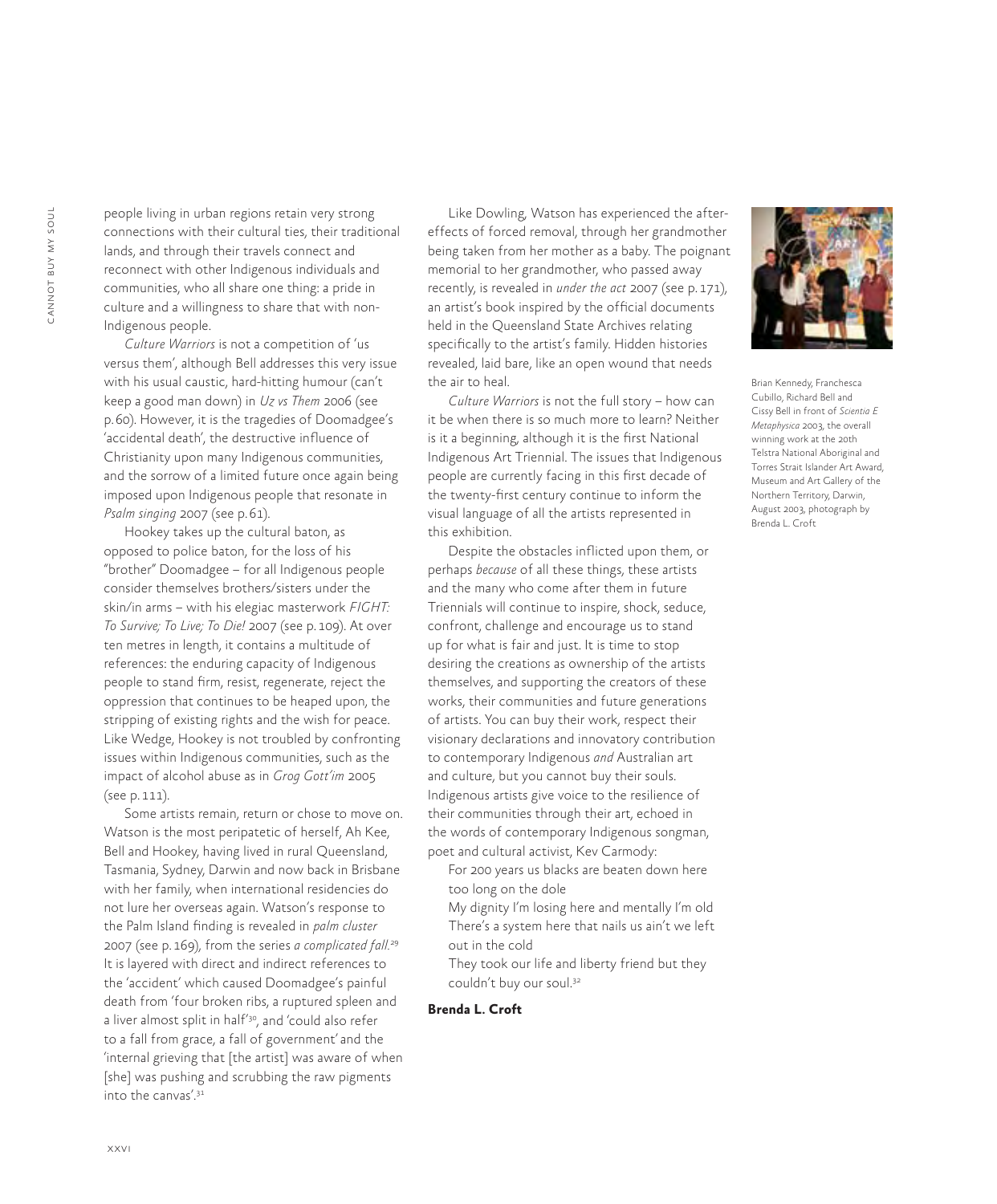people living in urban regions retain very strong connections with their cultural ties, their traditional lands, and through their travels connect and reconnect with other Indigenous individuals and communities, who all share one thing: a pride in culture and a willingness to share that with non-Indigenous people.

*Culture Warriors* is not a competition of 'us versus them', although Bell addresses this very issue with his usual caustic, hard-hitting humour (can't keep a good man down) in *Uz vs Them* 2006 (see p. 60). However, it is the tragedies of Doomadgee's 'accidental death', the destructive influence of Christianity upon many Indigenous communities, and the sorrow of a limited future once again being imposed upon Indigenous people that resonate in *Psalm singing* 2007 (see p. 61).

Hookey takes up the cultural baton, as opposed to police baton, for the loss of his "brother" Doomadgee – for all Indigenous people consider themselves brothers/sisters under the skin/in arms – with his elegiac masterwork *FIGHT: To Survive; To Live; To Die!* 2007 (see p. 109). At over ten metres in length, it contains a multitude of references: the enduring capacity of Indigenous people to stand firm, resist, regenerate, reject the oppression that continues to be heaped upon, the stripping of existing rights and the wish for peace. Like Wedge, Hookey is not troubled by confronting issues within Indigenous communities, such as the impact of alcohol abuse as in *Grog Gott'im* 2005 (see p. 111).

Some artists remain, return or chose to move on. Watson is the most peripatetic of herself, Ah Kee, Bell and Hookey, having lived in rural Queensland, Tasmania, Sydney, Darwin and now back in Brisbane with her family, when international residencies do not lure her overseas again. Watson's response to the Palm Island finding is revealed in *palm cluster* 2007 (see p. 169), from the series *a complicated fall*.[29] It is layered with direct and indirect references to the 'accident' which caused Doomadgee's painful death from 'four broken ribs, a ruptured spleen and a liver almost split in half'[30], and 'could also refer to a fall from grace, a fall of government' and the 'internal grieving that [the artist] was aware of when [she] was pushing and scrubbing the raw pigments into the canvas'.[31]

Like Dowling, Watson has experienced the after-effects of forced removal, through her grandmother being taken from her mother as a baby. The poignant memorial to her grandmother, who passed away recently, is revealed in *under the act* 2007 (see p. 171), an artist's book inspired by the official documents held in the Queensland State Archives relating specifically to the artist's family. Hidden histories revealed, laid bare, like an open wound that needs the air to heal.

*Culture Warriors* is not the full story – how can it be when there is so much more to learn? Neither is it a beginning, although it is the first National Indigenous Art Triennial. The issues that Indigenous people are currently facing in this first decade of the twenty-first century continue to inform the visual language of all the artists represented in this exhibition.

Despite the obstacles inflicted upon them, or perhaps *because* of all these things, these artists and the many who come after them in future Triennials will continue to inspire, shock, seduce, confront, challenge and encourage us to stand up for what is fair and just. It is time to stop desiring the creations as ownership of the artists themselves, and supporting the creators of these works, their communities and future generations of artists. You can buy their work, respect their visionary declarations and innovatory contribution to contemporary Indigenous *and* Australian art and culture, but you cannot buy their souls. Indigenous artists give voice to the resilience of their communities through their art, echoed in the words of contemporary Indigenous songman, poet and cultural activist, Kev Carmody:

> For 200 years us blacks are beaten down here too long on the dole
> My dignity I'm losing here and mentally I'm old
> There's a system here that nails us ain't we left out in the cold
> They took our life and liberty friend but they couldn't buy our soul.[32]

**Brenda L. Croft**

Brian Kennedy, Franchesca Cubillo, Richard Bell and Cissy Bell in front of *Scientia E Metaphysica* 2003, the overall winning work at the 20th Telstra National Aboriginal and Torres Strait Islander Art Award, Museum and Art Gallery of the Northern Territory, Darwin, August 2003, photograph by Brenda L. Croft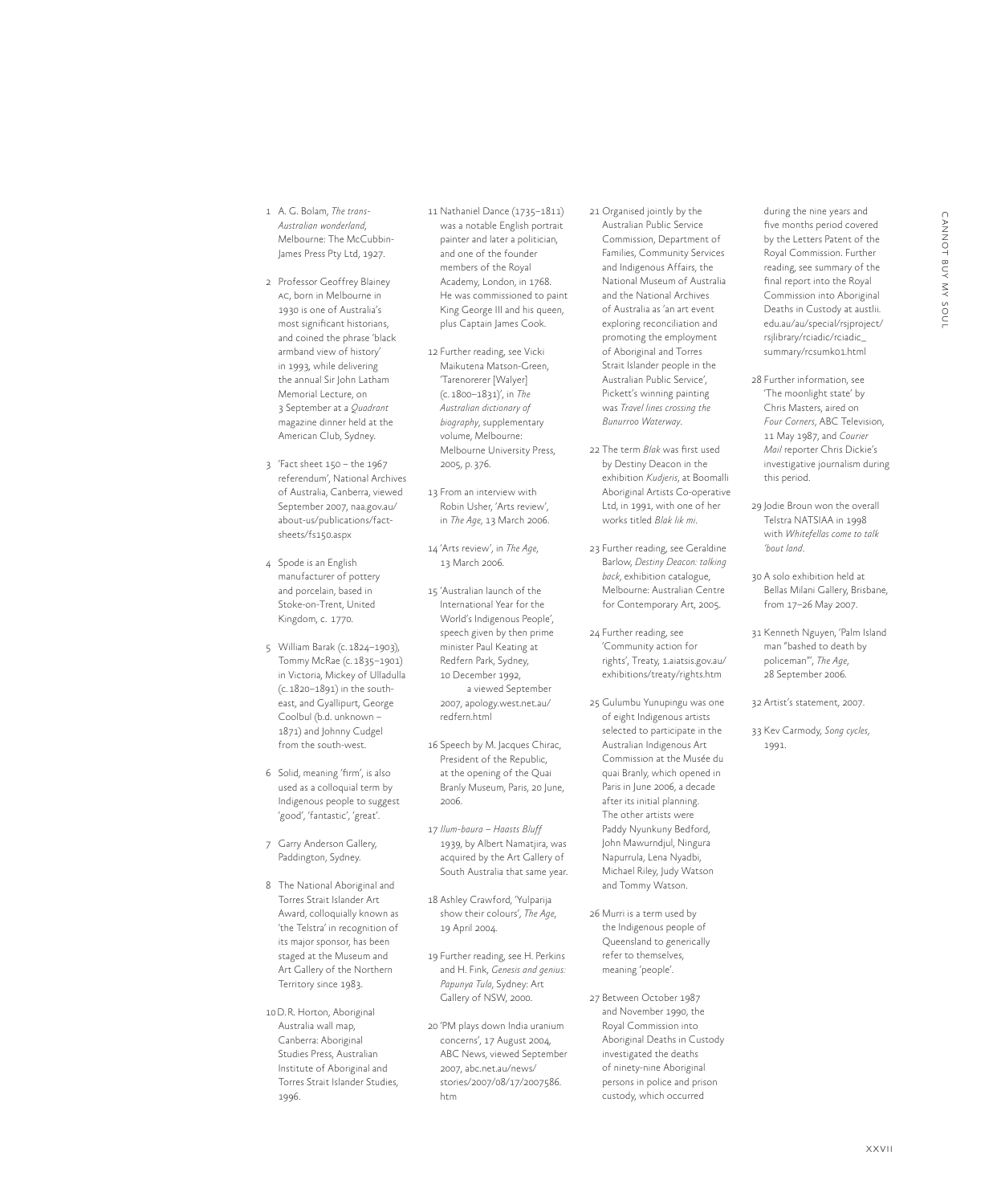1 A. G. Bolam, *The trans-Australian wonderland*, Melbourne: The McCubbin-James Press Pty Ltd, 1927.

2 Professor Geoffrey Blainey AC, born in Melbourne in 1930 is one of Australia's most significant historians, and coined the phrase 'black armband view of history' in 1993, while delivering the annual Sir John Latham Memorial Lecture, on 3 September at a *Quadrant* magazine dinner held at the American Club, Sydney.

3 'Fact sheet 150 – the 1967 referendum', National Archives of Australia, Canberra, viewed September 2007, naa.gov.au/about-us/publications/fact-sheets/fs150.aspx

4 Spode is an English manufacturer of pottery and porcelain, based in Stoke-on-Trent, United Kingdom, c. 1770.

5 William Barak (c. 1824–1903), Tommy McRae (c. 1835–1901) in Victoria, Mickey of Ulladulla (c. 1820–1891) in the south-east, and Gyallipurt, George Coolbul (b.d. unknown – 1871) and Johnny Cudgel from the south-west.

6 Solid, meaning 'firm', is also used as a colloquial term by Indigenous people to suggest 'good', 'fantastic', 'great'.

7 Garry Anderson Gallery, Paddington, Sydney.

8 The National Aboriginal and Torres Strait Islander Art Award, colloquially known as 'the Telstra' in recognition of its major sponsor, has been staged at the Museum and Art Gallery of the Northern Territory since 1983.

10 D. R. Horton, Aboriginal Australia wall map, Canberra: Aboriginal Studies Press, Australian Institute of Aboriginal and Torres Strait Islander Studies, 1996.

11 Nathaniel Dance (1735–1811) was a notable English portrait painter and later a politician, and one of the founder members of the Royal Academy, London, in 1768. He was commissioned to paint King George III and his queen, plus Captain James Cook.

12 Further reading, see Vicki Maikutena Matson-Green, 'Tarenorerer [Walyer] (c. 1800–1831)', in *The Australian dictionary of biography*, supplementary volume, Melbourne: Melbourne University Press, 2005, p. 376.

13 From an interview with Robin Usher, 'Arts review', in *The Age*, 13 March 2006.

14 'Arts review', in *The Age*, 13 March 2006.

15 'Australian launch of the International Year for the World's Indigenous People', speech given by then prime minister Paul Keating at Redfern Park, Sydney, 10 December 1992, a viewed September 2007, apology.west.net.au/redfern.html

16 Speech by M. Jacques Chirac, President of the Republic, at the opening of the Quai Branly Museum, Paris, 20 June, 2006.

17 *Ilum-baura – Haasts Bluff* 1939, by Albert Namatjira, was acquired by the Art Gallery of South Australia that same year.

18 Ashley Crawford, 'Yulparija show their colours', *The Age*, 19 April 2004.

19 Further reading, see H. Perkins and H. Fink, *Genesis and genius: Papunya Tula*, Sydney: Art Gallery of NSW, 2000.

20 'PM plays down India uranium concerns', 17 August 2004, ABC News, viewed September 2007, abc.net.au/news/stories/2007/08/17/2007586.htm

21 Organised jointly by the Australian Public Service Commission, Department of Families, Community Services and Indigenous Affairs, the National Museum of Australia and the National Archives of Australia as 'an art event exploring reconciliation and promoting the employment of Aboriginal and Torres Strait Islander people in the Australian Public Service', Pickett's winning painting was *Travel lines crossing the Bunurroo Waterway*.

22 The term *Blak* was first used by Destiny Deacon in the exhibition *Kudjeris*, at Boomalli Aboriginal Artists Co-operative Ltd, in 1991, with one of her works titled *Blak lik mi*.

23 Further reading, see Geraldine Barlow, *Destiny Deacon: talking back*, exhibition catalogue, Melbourne: Australian Centre for Contemporary Art, 2005.

24 Further reading, see 'Community action for rights', Treaty, 1.aiatsis.gov.au/exhibitions/treaty/rights.htm

25 Gulumbu Yunupingu was one of eight Indigenous artists selected to participate in the Australian Indigenous Art Commission at the Musée du quai Branly, which opened in Paris in June 2006, a decade after its initial planning. The other artists were Paddy Nyunkuny Bedford, John Mawurndjul, Ningura Napurrula, Lena Nyadbi, Michael Riley, Judy Watson and Tommy Watson.

26 Murri is a term used by the Indigenous people of Queensland to generically refer to themselves, meaning 'people'.

27 Between October 1987 and November 1990, the Royal Commission into Aboriginal Deaths in Custody investigated the deaths of ninety-nine Aboriginal persons in police and prison custody, which occurred during the nine years and five months period covered by the Letters Patent of the Royal Commission. Further reading, see summary of the final report into the Royal Commission into Aboriginal Deaths in Custody at austlii.edu.au/au/special/rsjproject/rsjlibrary/rciadic/rciadic_summary/rcsumk01.html

28 Further information, see 'The moonlight state' by Chris Masters, aired on *Four Corners*, ABC Television, 11 May 1987, and *Courier Mail* reporter Chris Dickie's investigative journalism during this period.

29 Jodie Broun won the overall Telstra NATSIAA in 1998 with *Whitefellas come to talk 'bout land*.

30 A solo exhibition held at Bellas Milani Gallery, Brisbane, from 17–26 May 2007.

31 Kenneth Nguyen, 'Palm Island man "bashed to death by policeman"', *The Age*, 28 September 2006.

32 Artist's statement, 2007.

33 Kev Carmody, *Song cycles*, 1991.